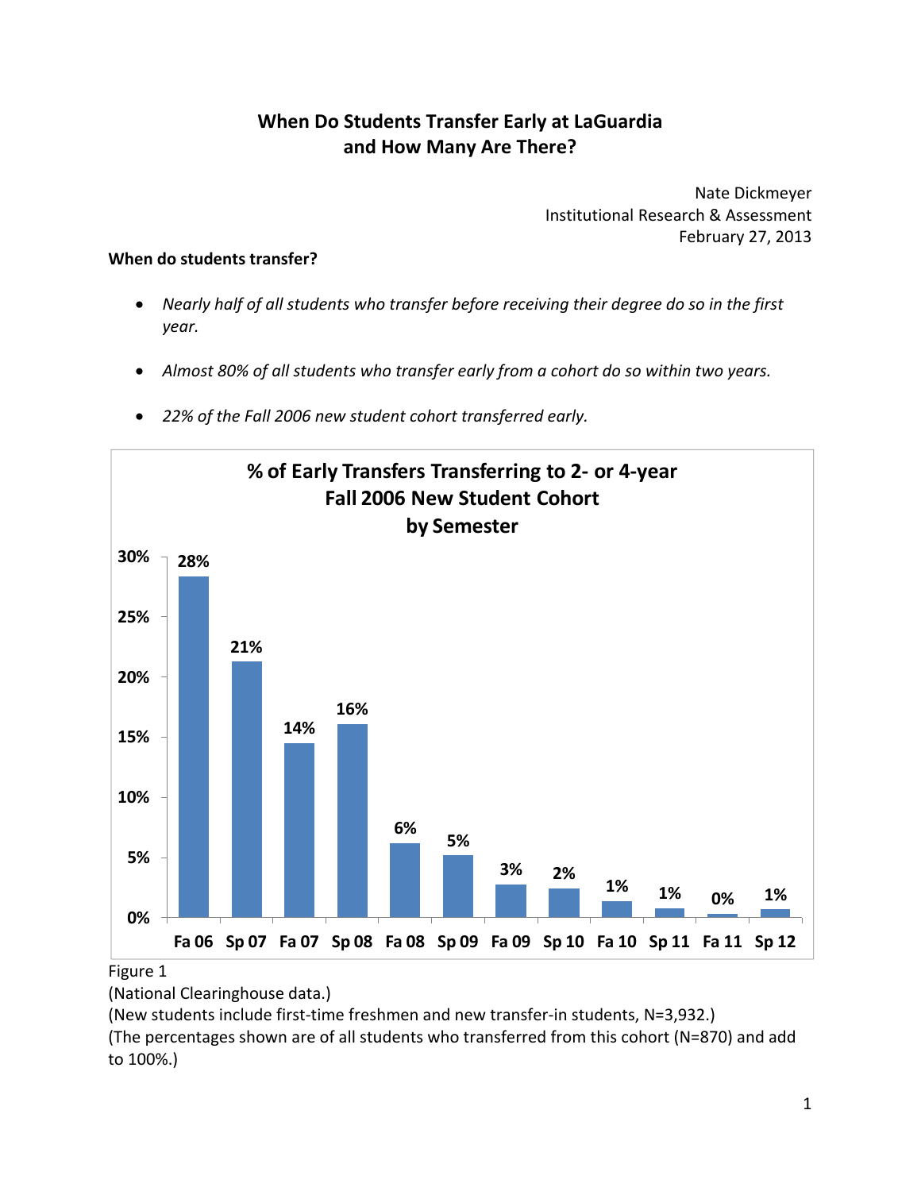# When Do Students Transfer Early at LaGuardia and How Many Are There?

Nate Dickmeyer
Institutional Research & Assessment
February 27, 2013

**When do students transfer?**

- *Nearly half of all students who transfer before receiving their degree do so in the first year.*
- *Almost 80% of all students who transfer early from a cohort do so within two years.*
- *22% of the Fall 2006 new student cohort transferred early.*

**% of Early Transfers Transferring to 2- or 4-year Fall 2006 New Student Cohort by Semester**

| Semester | % |
|---|---|
| Fa 06 | 28% |
| Sp 07 | 21% |
| Fa 07 | 14% |
| Sp 08 | 16% |
| Fa 08 | 6% |
| Sp 09 | 5% |
| Fa 09 | 3% |
| Sp 10 | 2% |
| Fa 10 | 1% |
| Sp 11 | 1% |
| Fa 11 | 0% |
| Sp 12 | 1% |

Figure 1
(National Clearinghouse data.)
(New students include first-time freshmen and new transfer-in students, N=3,932.)
(The percentages shown are of all students who transferred from this cohort (N=870) and add to 100%.)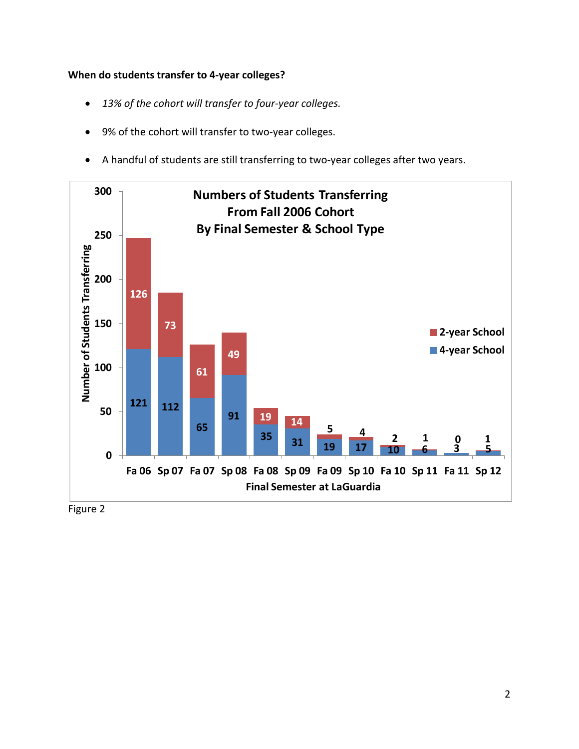**When do students transfer to 4-year colleges?**

- *13% of the cohort will transfer to four-year colleges.*
- 9% of the cohort will transfer to two-year colleges.
- A handful of students are still transferring to two-year colleges after two years.

**Numbers of Students Transferring From Fall 2006 Cohort By Final Semester & School Type**

| Final Semester at LaGuardia | 4-year School | 2-year School |
|---|---|---|
| Fa 06 | 121 | 126 |
| Sp 07 | 112 | 73 |
| Fa 07 | 65 | 61 |
| Sp 08 | 91 | 49 |
| Fa 08 | 35 | 19 |
| Sp 09 | 31 | 14 |
| Fa 09 | 19 | 5 |
| Sp 10 | 17 | 4 |
| Fa 10 | 10 | 2 |
| Sp 11 | 6 | 1 |
| Fa 11 | 3 | 0 |
| Sp 12 | 5 | 1 |

Figure 2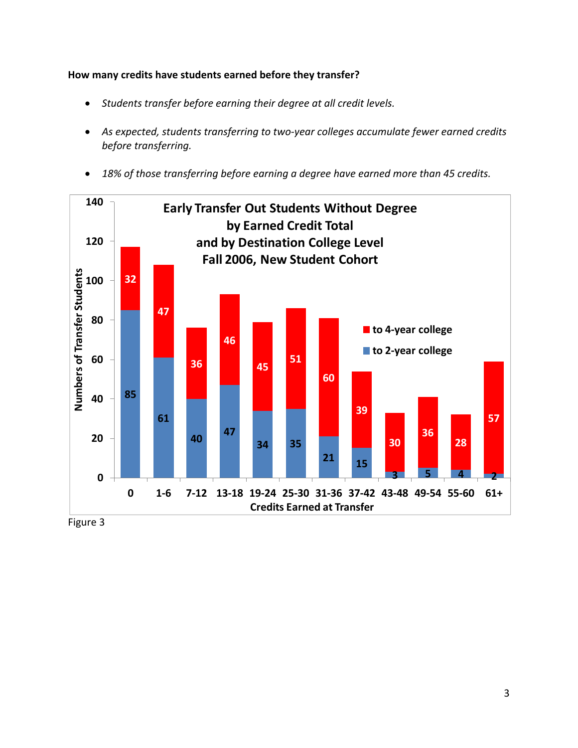**How many credits have students earned before they transfer?**

- *Students transfer before earning their degree at all credit levels.*
- *As expected, students transferring to two-year colleges accumulate fewer earned credits before transferring.*
- *18% of those transferring before earning a degree have earned more than 45 credits.*

**Early Transfer Out Students Without Degree by Earned Credit Total and by Destination College Level Fall 2006, New Student Cohort**

| Credits Earned at Transfer | to 2-year college | to 4-year college |
|---|---|---|
| 0 | 85 | 32 |
| 1-6 | 61 | 47 |
| 7-12 | 40 | 36 |
| 13-18 | 47 | 46 |
| 19-24 | 34 | 45 |
| 25-30 | 35 | 51 |
| 31-36 | 21 | 60 |
| 37-42 | 15 | 39 |
| 43-48 | 3 | 30 |
| 49-54 | 5 | 36 |
| 55-60 | 4 | 28 |
| 61+ | 2 | 57 |

Figure 3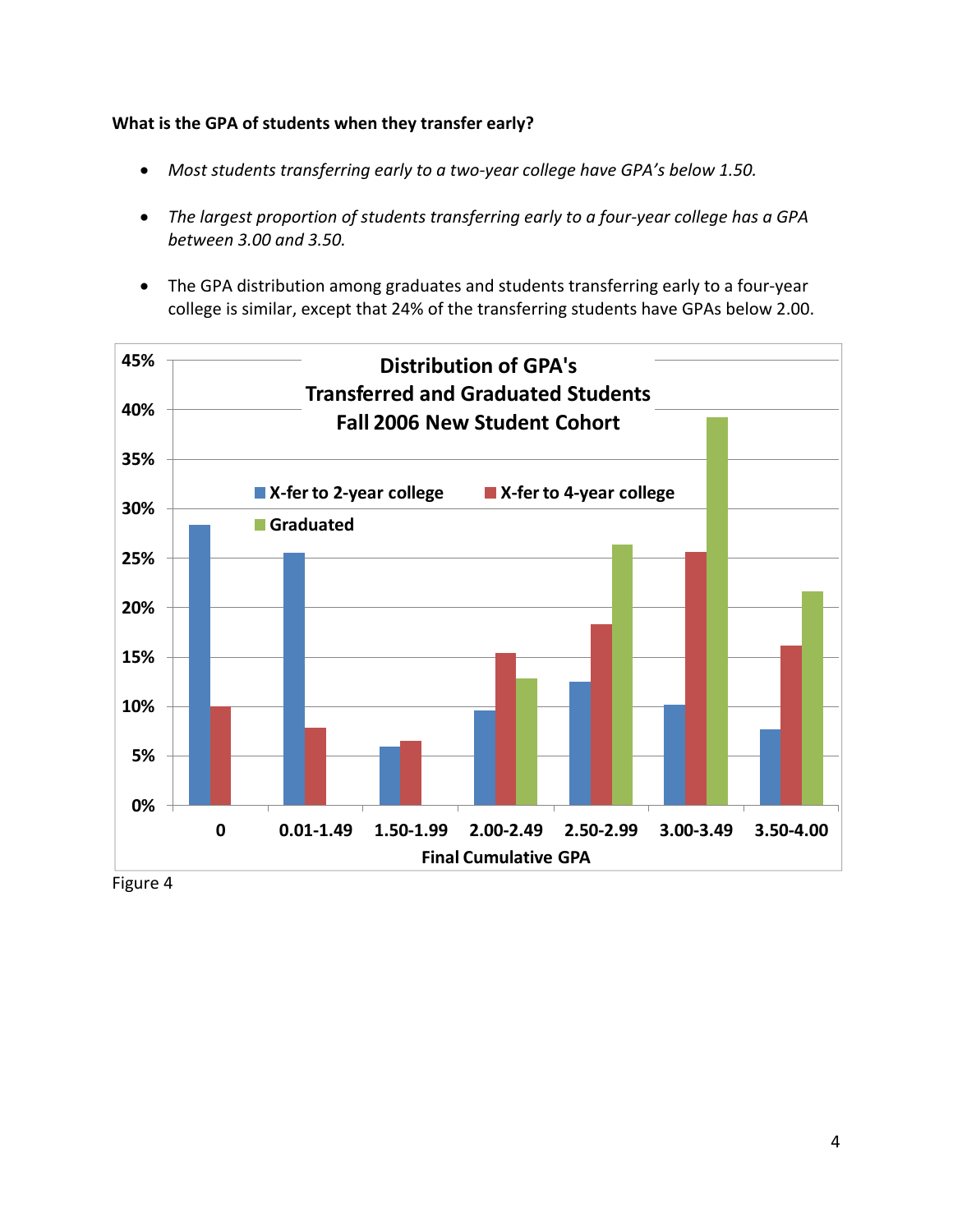**What is the GPA of students when they transfer early?**

- *Most students transferring early to a two-year college have GPA's below 1.50.*
- *The largest proportion of students transferring early to a four-year college has a GPA between 3.00 and 3.50.*
- The GPA distribution among graduates and students transferring early to a four-year college is similar, except that 24% of the transferring students have GPAs below 2.00.

Figure 4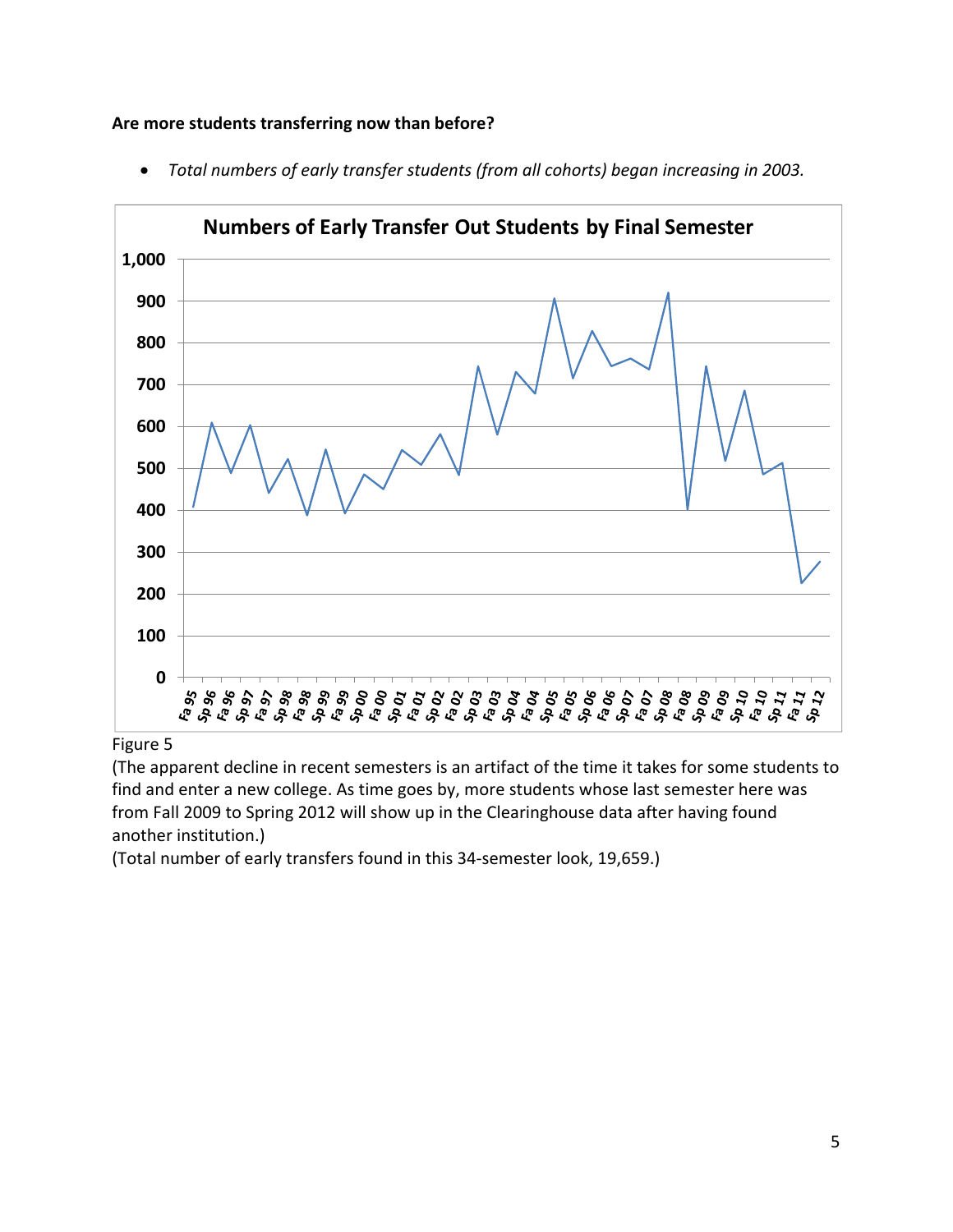**Are more students transferring now than before?**

- *Total numbers of early transfer students (from all cohorts) began increasing in 2003.*

Figure 5

(The apparent decline in recent semesters is an artifact of the time it takes for some students to find and enter a new college. As time goes by, more students whose last semester here was from Fall 2009 to Spring 2012 will show up in the Clearinghouse data after having found another institution.)

(Total number of early transfers found in this 34-semester look, 19,659.)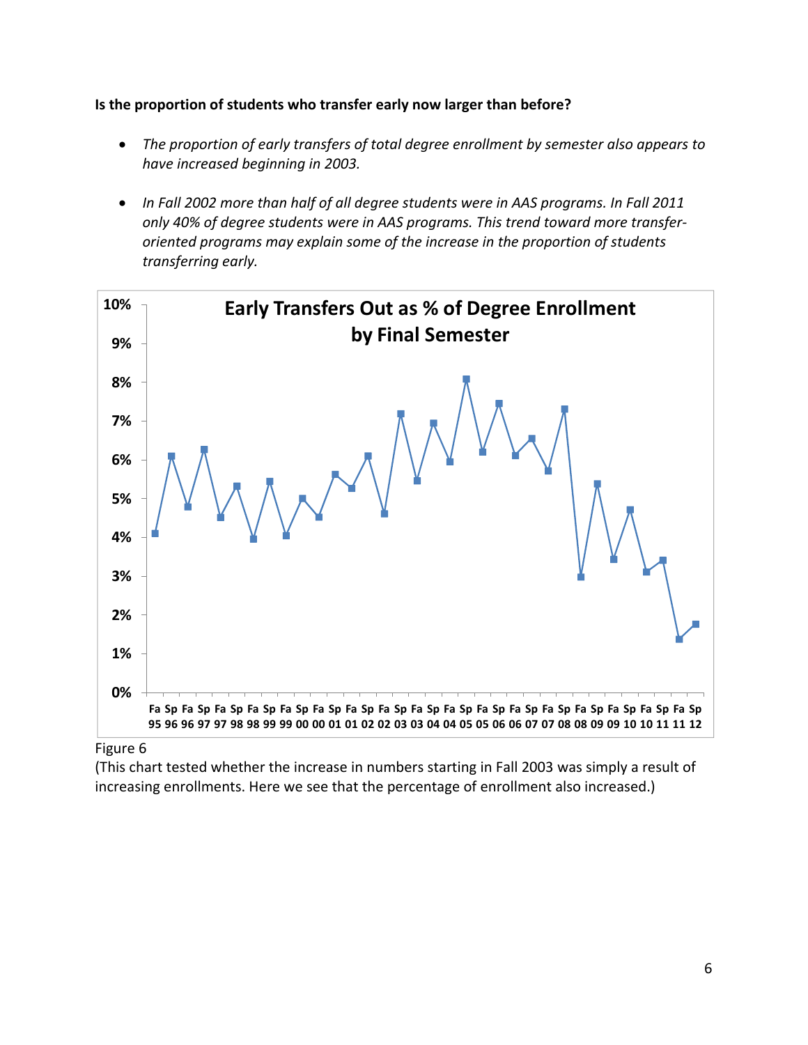**Is the proportion of students who transfer early now larger than before?**

- *The proportion of early transfers of total degree enrollment by semester also appears to have increased beginning in 2003.*
- *In Fall 2002 more than half of all degree students were in AAS programs. In Fall 2011 only 40% of degree students were in AAS programs. This trend toward more transfer-oriented programs may explain some of the increase in the proportion of students transferring early.*

Early Transfers Out as % of Degree Enrollment by Final Semester

10%
9%
8%
7%
6%
5%
4%
3%
2%
1%
0%

Fa 95, Sp 96, Fa 96, Sp 97, Fa 97, Sp 98, Fa 98, Sp 99, Fa 99, Sp 00, Fa 00, Sp 01, Fa 01, Sp 02, Fa 02, Sp 03, Fa 03, Sp 04, Fa 04, Sp 05, Fa 05, Sp 06, Fa 06, Sp 07, Fa 07, Sp 08, Fa 08, Sp 09, Fa 09, Sp 10, Fa 10, Sp 11, Fa 11, Sp 12

Figure 6

(This chart tested whether the increase in numbers starting in Fall 2003 was simply a result of increasing enrollments. Here we see that the percentage of enrollment also increased.)